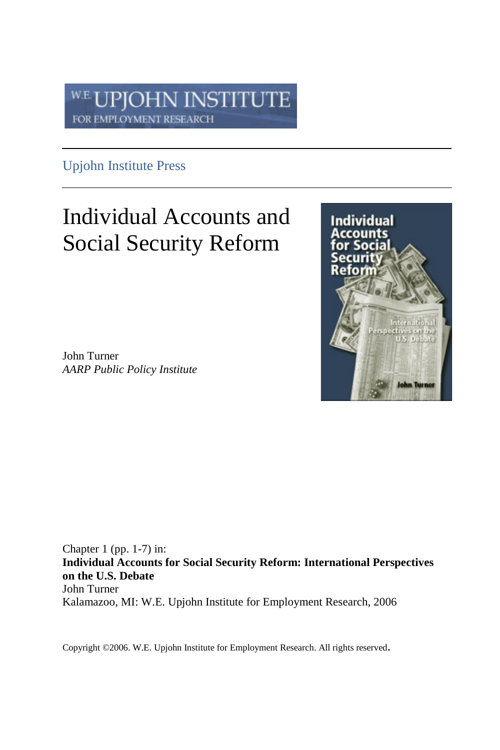W.E. UPJOHN INSTITUTE FOR EMPLOYMENT RESEARCH

Upjohn Institute Press

# Individual Accounts and Social Security Reform

John Turner
*AARP Public Policy Institute*

Chapter 1 (pp. 1-7) in:
**Individual Accounts for Social Security Reform: International Perspectives on the U.S. Debate**
John Turner
Kalamazoo, MI: W.E. Upjohn Institute for Employment Research, 2006

Copyright ©2006. W.E. Upjohn Institute for Employment Research. All rights reserved.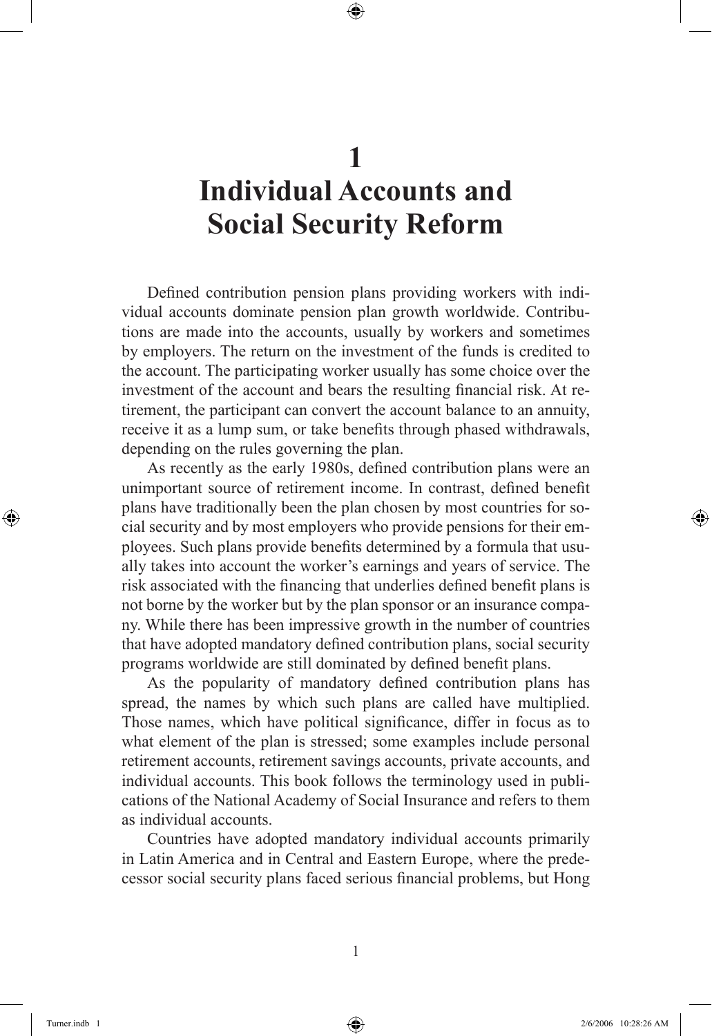# 1
# Individual Accounts and Social Security Reform

Defined contribution pension plans providing workers with individual accounts dominate pension plan growth worldwide. Contributions are made into the accounts, usually by workers and sometimes by employers. The return on the investment of the funds is credited to the account. The participating worker usually has some choice over the investment of the account and bears the resulting financial risk. At retirement, the participant can convert the account balance to an annuity, receive it as a lump sum, or take benefits through phased withdrawals, depending on the rules governing the plan.

As recently as the early 1980s, defined contribution plans were an unimportant source of retirement income. In contrast, defined benefit plans have traditionally been the plan chosen by most countries for social security and by most employers who provide pensions for their employees. Such plans provide benefits determined by a formula that usually takes into account the worker's earnings and years of service. The risk associated with the financing that underlies defined benefit plans is not borne by the worker but by the plan sponsor or an insurance company. While there has been impressive growth in the number of countries that have adopted mandatory defined contribution plans, social security programs worldwide are still dominated by defined benefit plans.

As the popularity of mandatory defined contribution plans has spread, the names by which such plans are called have multiplied. Those names, which have political significance, differ in focus as to what element of the plan is stressed; some examples include personal retirement accounts, retirement savings accounts, private accounts, and individual accounts. This book follows the terminology used in publications of the National Academy of Social Insurance and refers to them as individual accounts.

Countries have adopted mandatory individual accounts primarily in Latin America and in Central and Eastern Europe, where the predecessor social security plans faced serious financial problems, but Hong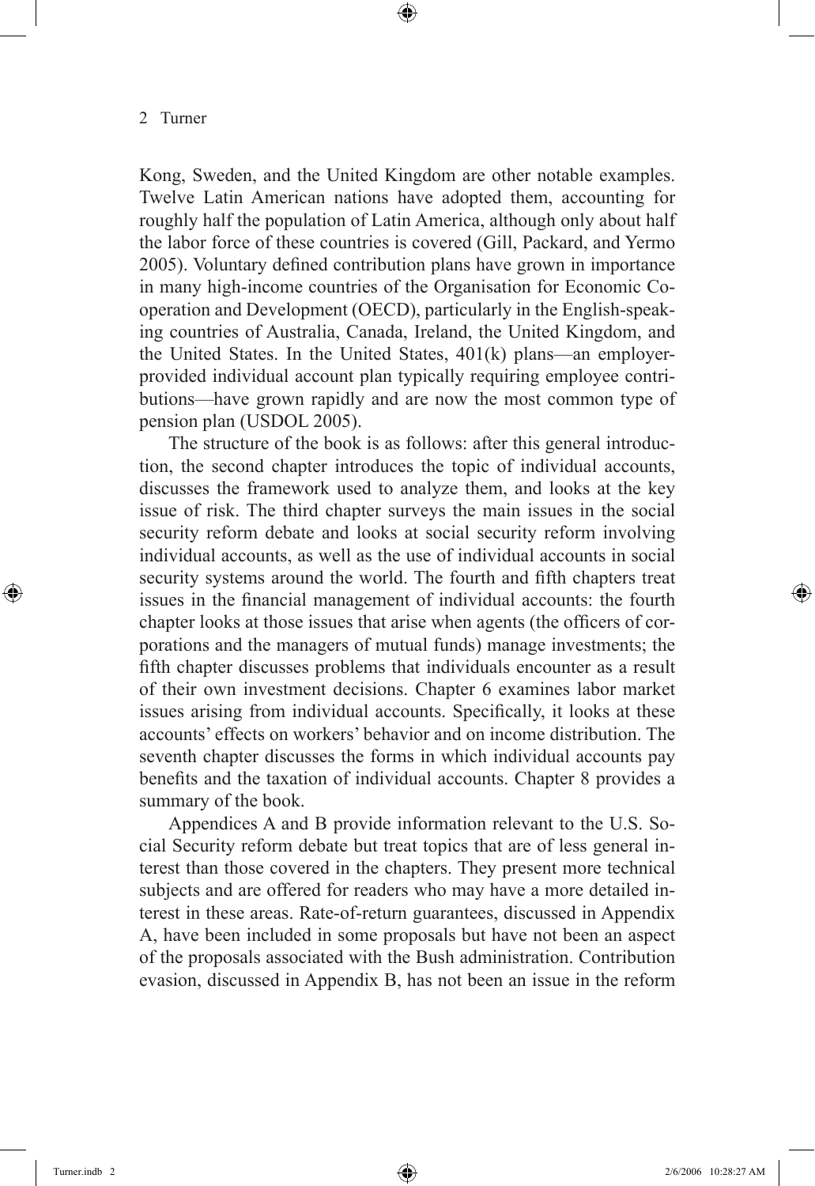Kong, Sweden, and the United Kingdom are other notable examples. Twelve Latin American nations have adopted them, accounting for roughly half the population of Latin America, although only about half the labor force of these countries is covered (Gill, Packard, and Yermo 2005). Voluntary defined contribution plans have grown in importance in many high-income countries of the Organisation for Economic Co-operation and Development (OECD), particularly in the English-speaking countries of Australia, Canada, Ireland, the United Kingdom, and the United States. In the United States, 401(k) plans—an employer-provided individual account plan typically requiring employee contributions—have grown rapidly and are now the most common type of pension plan (USDOL 2005).

The structure of the book is as follows: after this general introduction, the second chapter introduces the topic of individual accounts, discusses the framework used to analyze them, and looks at the key issue of risk. The third chapter surveys the main issues in the social security reform debate and looks at social security reform involving individual accounts, as well as the use of individual accounts in social security systems around the world. The fourth and fifth chapters treat issues in the financial management of individual accounts: the fourth chapter looks at those issues that arise when agents (the officers of corporations and the managers of mutual funds) manage investments; the fifth chapter discusses problems that individuals encounter as a result of their own investment decisions. Chapter 6 examines labor market issues arising from individual accounts. Specifically, it looks at these accounts' effects on workers' behavior and on income distribution. The seventh chapter discusses the forms in which individual accounts pay benefits and the taxation of individual accounts. Chapter 8 provides a summary of the book.

Appendices A and B provide information relevant to the U.S. Social Security reform debate but treat topics that are of less general interest than those covered in the chapters. They present more technical subjects and are offered for readers who may have a more detailed interest in these areas. Rate-of-return guarantees, discussed in Appendix A, have been included in some proposals but have not been an aspect of the proposals associated with the Bush administration. Contribution evasion, discussed in Appendix B, has not been an issue in the reform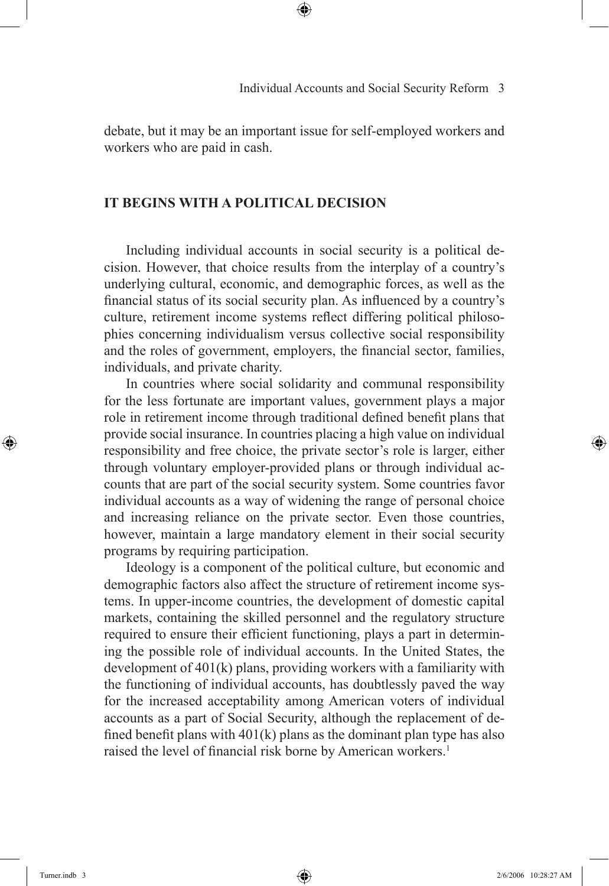debate, but it may be an important issue for self-employed workers and workers who are paid in cash.

## IT BEGINS WITH A POLITICAL DECISION

Including individual accounts in social security is a political decision. However, that choice results from the interplay of a country's underlying cultural, economic, and demographic forces, as well as the financial status of its social security plan. As influenced by a country's culture, retirement income systems reflect differing political philosophies concerning individualism versus collective social responsibility and the roles of government, employers, the financial sector, families, individuals, and private charity.

In countries where social solidarity and communal responsibility for the less fortunate are important values, government plays a major role in retirement income through traditional defined benefit plans that provide social insurance. In countries placing a high value on individual responsibility and free choice, the private sector's role is larger, either through voluntary employer-provided plans or through individual accounts that are part of the social security system. Some countries favor individual accounts as a way of widening the range of personal choice and increasing reliance on the private sector. Even those countries, however, maintain a large mandatory element in their social security programs by requiring participation.

Ideology is a component of the political culture, but economic and demographic factors also affect the structure of retirement income systems. In upper-income countries, the development of domestic capital markets, containing the skilled personnel and the regulatory structure required to ensure their efficient functioning, plays a part in determining the possible role of individual accounts. In the United States, the development of 401(k) plans, providing workers with a familiarity with the functioning of individual accounts, has doubtlessly paved the way for the increased acceptability among American voters of individual accounts as a part of Social Security, although the replacement of defined benefit plans with 401(k) plans as the dominant plan type has also raised the level of financial risk borne by American workers.[1]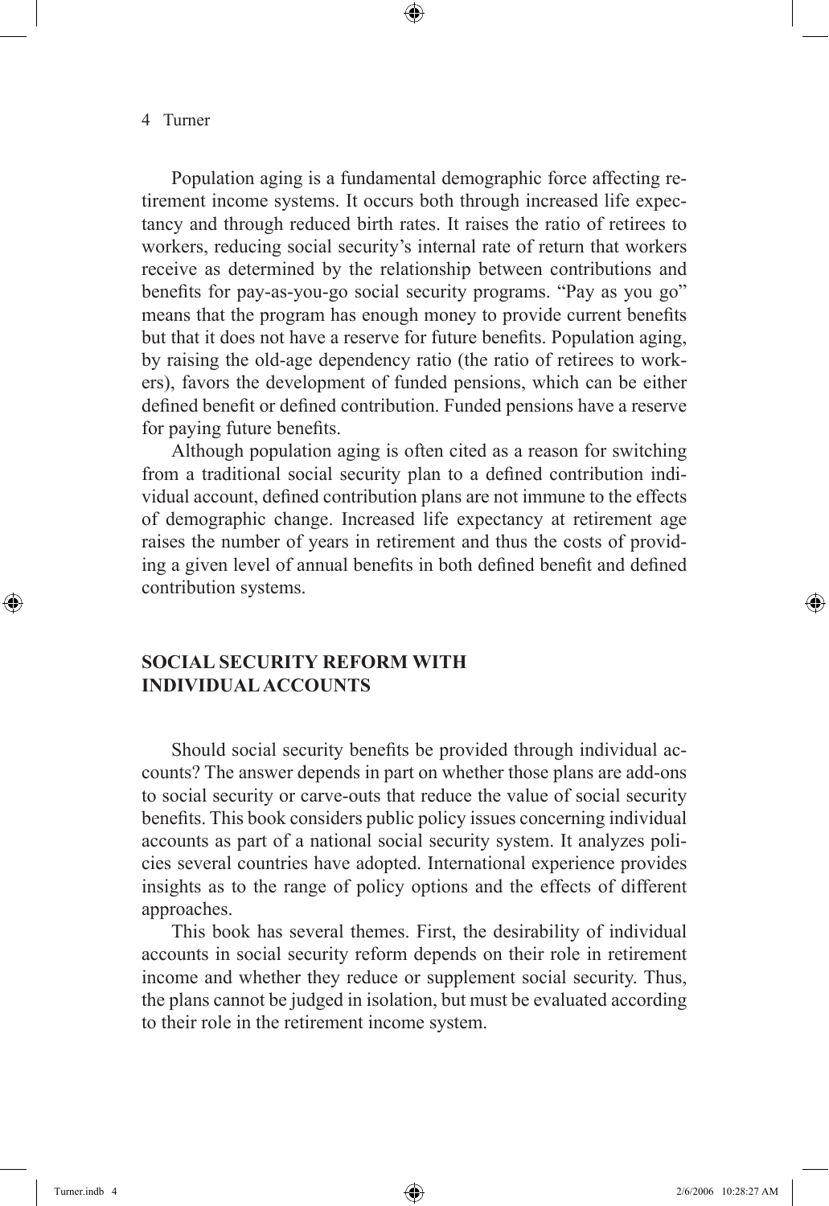Population aging is a fundamental demographic force affecting retirement income systems. It occurs both through increased life expectancy and through reduced birth rates. It raises the ratio of retirees to workers, reducing social security's internal rate of return that workers receive as determined by the relationship between contributions and benefits for pay-as-you-go social security programs. "Pay as you go" means that the program has enough money to provide current benefits but that it does not have a reserve for future benefits. Population aging, by raising the old-age dependency ratio (the ratio of retirees to workers), favors the development of funded pensions, which can be either defined benefit or defined contribution. Funded pensions have a reserve for paying future benefits.

Although population aging is often cited as a reason for switching from a traditional social security plan to a defined contribution individual account, defined contribution plans are not immune to the effects of demographic change. Increased life expectancy at retirement age raises the number of years in retirement and thus the costs of providing a given level of annual benefits in both defined benefit and defined contribution systems.

## SOCIAL SECURITY REFORM WITH INDIVIDUAL ACCOUNTS

Should social security benefits be provided through individual accounts? The answer depends in part on whether those plans are add-ons to social security or carve-outs that reduce the value of social security benefits. This book considers public policy issues concerning individual accounts as part of a national social security system. It analyzes policies several countries have adopted. International experience provides insights as to the range of policy options and the effects of different approaches.

This book has several themes. First, the desirability of individual accounts in social security reform depends on their role in retirement income and whether they reduce or supplement social security. Thus, the plans cannot be judged in isolation, but must be evaluated according to their role in the retirement income system.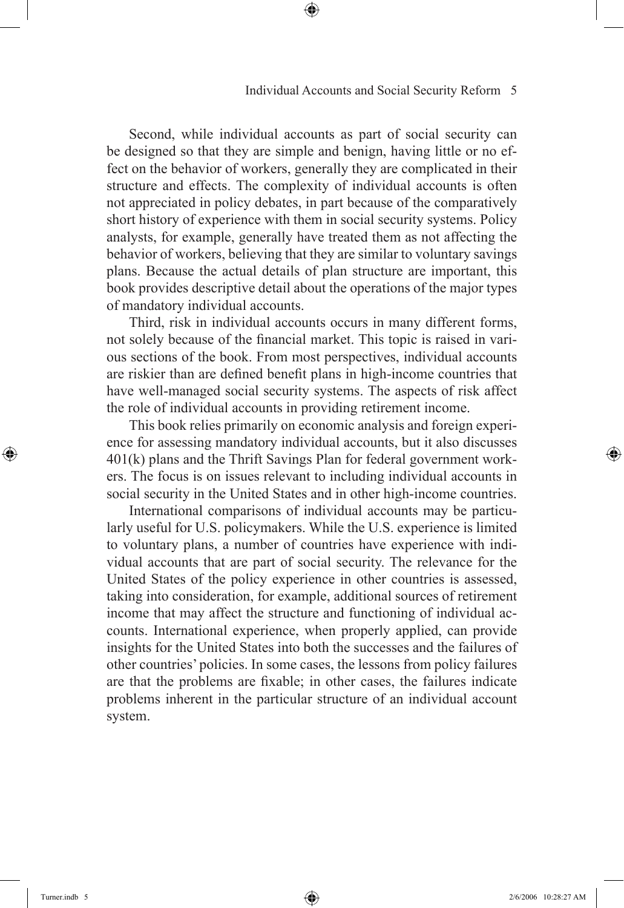Second, while individual accounts as part of social security can be designed so that they are simple and benign, having little or no effect on the behavior of workers, generally they are complicated in their structure and effects. The complexity of individual accounts is often not appreciated in policy debates, in part because of the comparatively short history of experience with them in social security systems. Policy analysts, for example, generally have treated them as not affecting the behavior of workers, believing that they are similar to voluntary savings plans. Because the actual details of plan structure are important, this book provides descriptive detail about the operations of the major types of mandatory individual accounts.

Third, risk in individual accounts occurs in many different forms, not solely because of the financial market. This topic is raised in various sections of the book. From most perspectives, individual accounts are riskier than are defined benefit plans in high-income countries that have well-managed social security systems. The aspects of risk affect the role of individual accounts in providing retirement income.

This book relies primarily on economic analysis and foreign experience for assessing mandatory individual accounts, but it also discusses 401(k) plans and the Thrift Savings Plan for federal government workers. The focus is on issues relevant to including individual accounts in social security in the United States and in other high-income countries.

International comparisons of individual accounts may be particularly useful for U.S. policymakers. While the U.S. experience is limited to voluntary plans, a number of countries have experience with individual accounts that are part of social security. The relevance for the United States of the policy experience in other countries is assessed, taking into consideration, for example, additional sources of retirement income that may affect the structure and functioning of individual accounts. International experience, when properly applied, can provide insights for the United States into both the successes and the failures of other countries' policies. In some cases, the lessons from policy failures are that the problems are fixable; in other cases, the failures indicate problems inherent in the particular structure of an individual account system.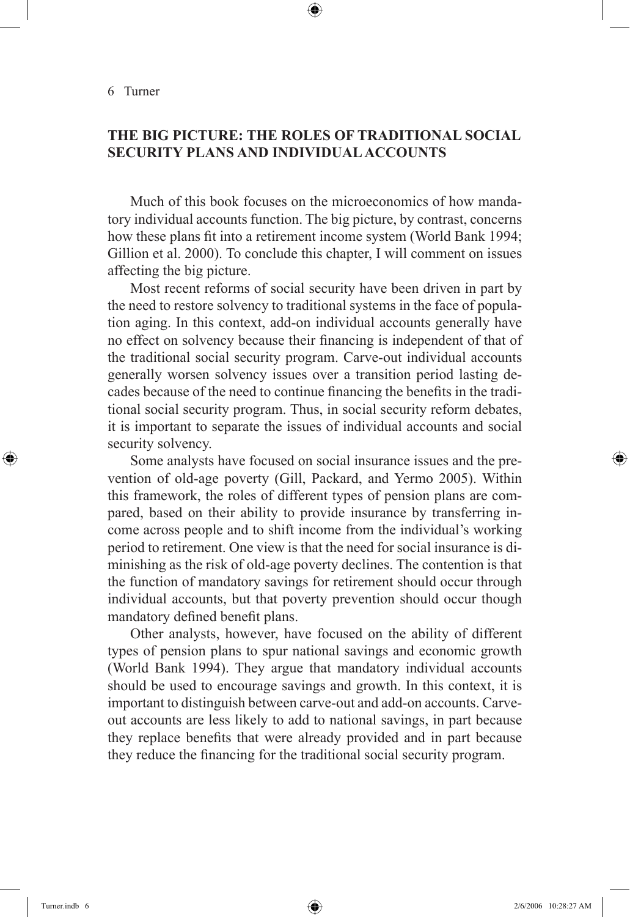## THE BIG PICTURE: THE ROLES OF TRADITIONAL SOCIAL SECURITY PLANS AND INDIVIDUAL ACCOUNTS

Much of this book focuses on the microeconomics of how mandatory individual accounts function. The big picture, by contrast, concerns how these plans fit into a retirement income system (World Bank 1994; Gillion et al. 2000). To conclude this chapter, I will comment on issues affecting the big picture.

Most recent reforms of social security have been driven in part by the need to restore solvency to traditional systems in the face of population aging. In this context, add-on individual accounts generally have no effect on solvency because their financing is independent of that of the traditional social security program. Carve-out individual accounts generally worsen solvency issues over a transition period lasting decades because of the need to continue financing the benefits in the traditional social security program. Thus, in social security reform debates, it is important to separate the issues of individual accounts and social security solvency.

Some analysts have focused on social insurance issues and the prevention of old-age poverty (Gill, Packard, and Yermo 2005). Within this framework, the roles of different types of pension plans are compared, based on their ability to provide insurance by transferring income across people and to shift income from the individual's working period to retirement. One view is that the need for social insurance is diminishing as the risk of old-age poverty declines. The contention is that the function of mandatory savings for retirement should occur through individual accounts, but that poverty prevention should occur though mandatory defined benefit plans.

Other analysts, however, have focused on the ability of different types of pension plans to spur national savings and economic growth (World Bank 1994). They argue that mandatory individual accounts should be used to encourage savings and growth. In this context, it is important to distinguish between carve-out and add-on accounts. Carve-out accounts are less likely to add to national savings, in part because they replace benefits that were already provided and in part because they reduce the financing for the traditional social security program.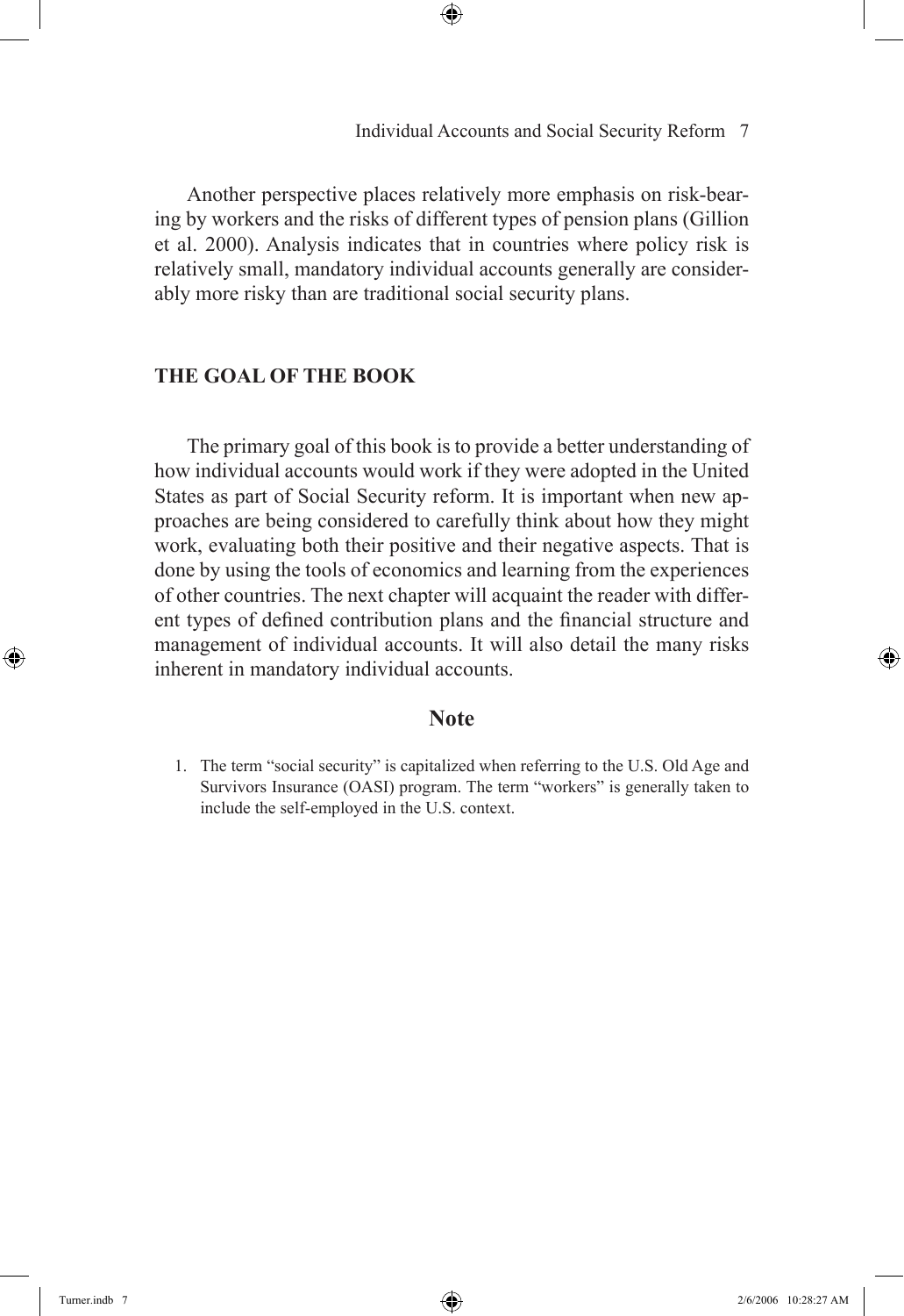Another perspective places relatively more emphasis on risk-bearing by workers and the risks of different types of pension plans (Gillion et al. 2000). Analysis indicates that in countries where policy risk is relatively small, mandatory individual accounts generally are considerably more risky than are traditional social security plans.

## THE GOAL OF THE BOOK

The primary goal of this book is to provide a better understanding of how individual accounts would work if they were adopted in the United States as part of Social Security reform. It is important when new approaches are being considered to carefully think about how they might work, evaluating both their positive and their negative aspects. That is done by using the tools of economics and learning from the experiences of other countries. The next chapter will acquaint the reader with different types of defined contribution plans and the financial structure and management of individual accounts. It will also detail the many risks inherent in mandatory individual accounts.

## Note

1. The term "social security" is capitalized when referring to the U.S. Old Age and Survivors Insurance (OASI) program. The term "workers" is generally taken to include the self-employed in the U.S. context.